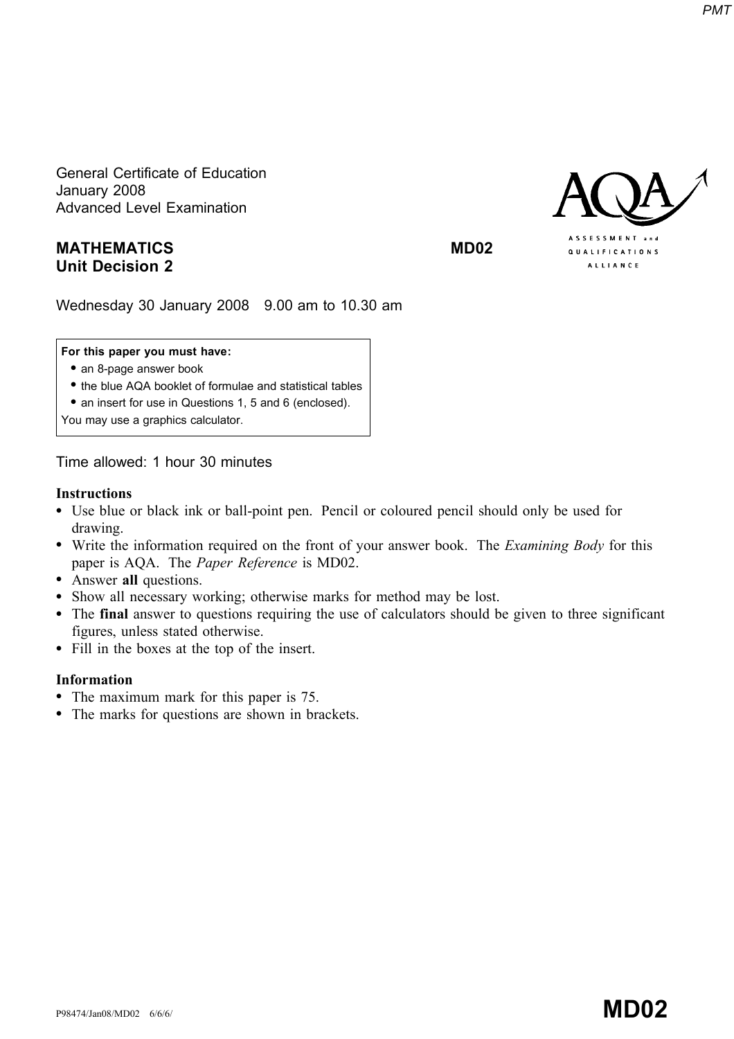General Certificate of Education
January 2008
Advanced Level Examination

**MATHEMATICS** **MD02**
**Unit Decision 2**

ASSESSMENT and QUALIFICATIONS ALLIANCE

Wednesday 30 January 2008 9.00 am to 10.30 am

**For this paper you must have:**
- an 8-page answer book
- the blue AQA booklet of formulae and statistical tables
- an insert for use in Questions 1, 5 and 6 (enclosed).

You may use a graphics calculator.

Time allowed: 1 hour 30 minutes

**Instructions**
- Use blue or black ink or ball-point pen. Pencil or coloured pencil should only be used for drawing.
- Write the information required on the front of your answer book. The *Examining Body* for this paper is AQA. The *Paper Reference* is MD02.
- Answer **all** questions.
- Show all necessary working; otherwise marks for method may be lost.
- The **final** answer to questions requiring the use of calculators should be given to three significant figures, unless stated otherwise.
- Fill in the boxes at the top of the insert.

**Information**
- The maximum mark for this paper is 75.
- The marks for questions are shown in brackets.

P98474/Jan08/MD02 6/6/6/ **MD02**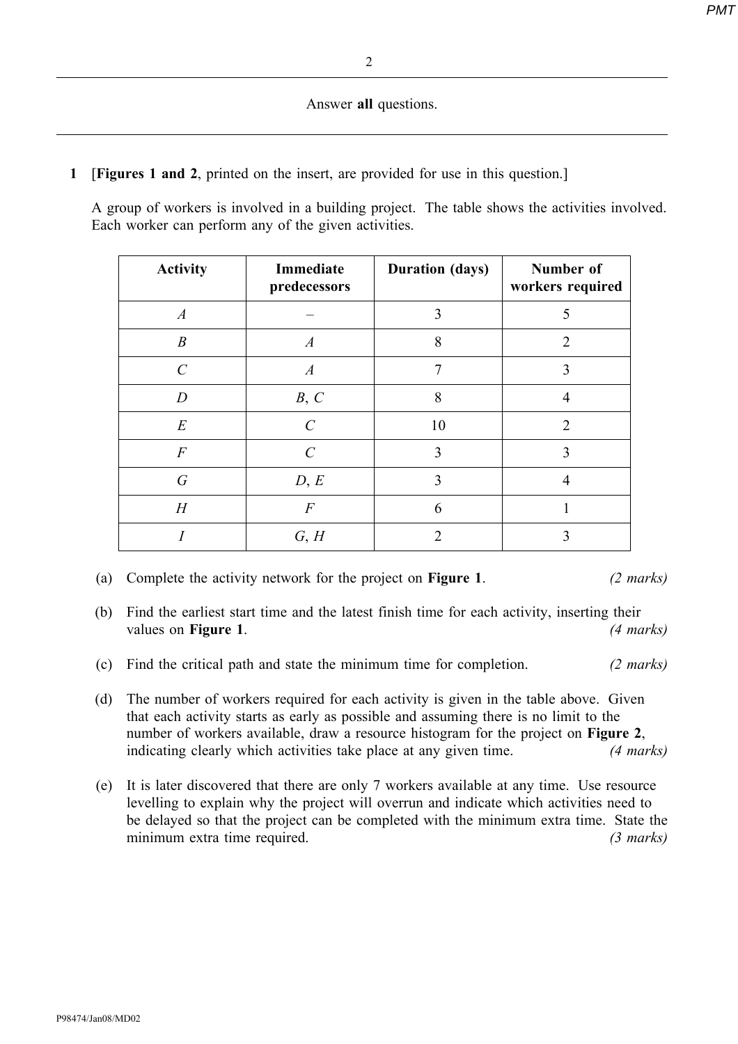Answer **all** questions.

**1** [**Figures 1 and 2**, printed on the insert, are provided for use in this question.]

A group of workers is involved in a building project. The table shows the activities involved. Each worker can perform any of the given activities.

| Activity | Immediate predecessors | Duration (days) | Number of workers required |
|---|---|---|---|
| $A$ | – | 3 | 5 |
| $B$ | $A$ | 8 | 2 |
| $C$ | $A$ | 7 | 3 |
| $D$ | $B$, $C$ | 8 | 4 |
| $E$ | $C$ | 10 | 2 |
| $F$ | $C$ | 3 | 3 |
| $G$ | $D$, $E$ | 3 | 4 |
| $H$ | $F$ | 6 | 1 |
| $I$ | $G$, $H$ | 2 | 3 |

(a) Complete the activity network for the project on **Figure 1**. *(2 marks)*

(b) Find the earliest start time and the latest finish time for each activity, inserting their values on **Figure 1**. *(4 marks)*

(c) Find the critical path and state the minimum time for completion. *(2 marks)*

(d) The number of workers required for each activity is given in the table above. Given that each activity starts as early as possible and assuming there is no limit to the number of workers available, draw a resource histogram for the project on **Figure 2**, indicating clearly which activities take place at any given time. *(4 marks)*

(e) It is later discovered that there are only 7 workers available at any time. Use resource levelling to explain why the project will overrun and indicate which activities need to be delayed so that the project can be completed with the minimum extra time. State the minimum extra time required. *(3 marks)*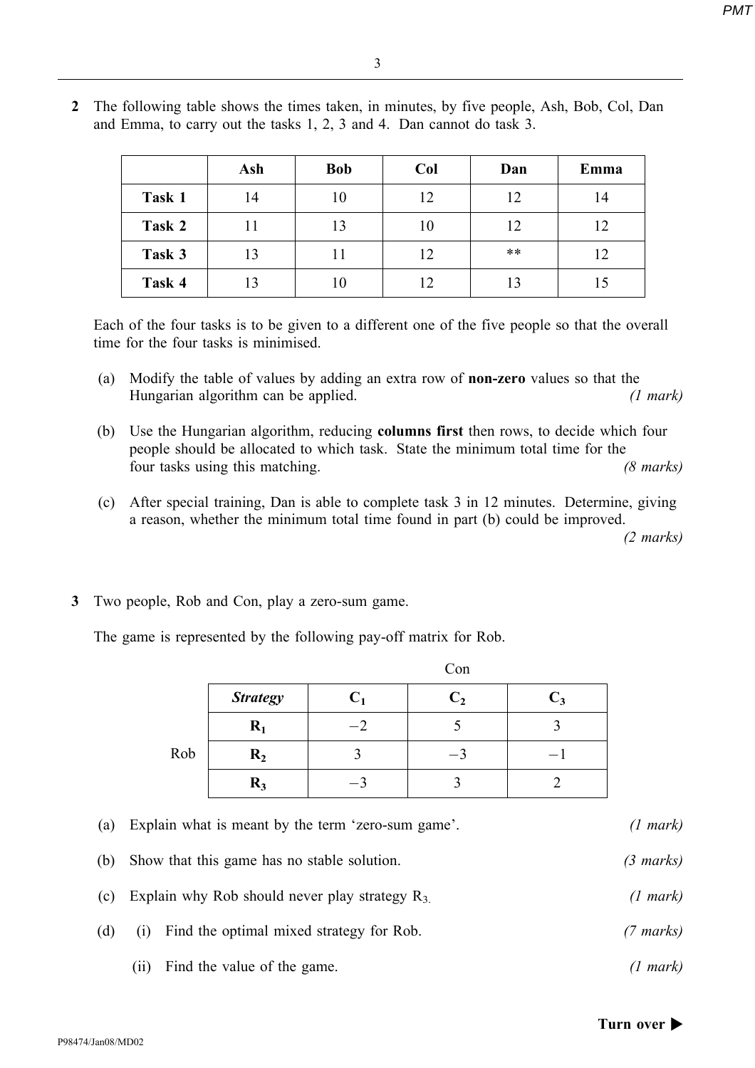**2** The following table shows the times taken, in minutes, by five people, Ash, Bob, Col, Dan and Emma, to carry out the tasks 1, 2, 3 and 4. Dan cannot do task 3.

| | Ash | Bob | Col | Dan | Emma |
|---|---|---|---|---|---|
| **Task 1** | 14 | 10 | 12 | 12 | 14 |
| **Task 2** | 11 | 13 | 10 | 12 | 12 |
| **Task 3** | 13 | 11 | 12 | ** | 12 |
| **Task 4** | 13 | 10 | 12 | 13 | 15 |

Each of the four tasks is to be given to a different one of the five people so that the overall time for the four tasks is minimised.

(a) Modify the table of values by adding an extra row of **non-zero** values so that the Hungarian algorithm can be applied. *(1 mark)*

(b) Use the Hungarian algorithm, reducing **columns first** then rows, to decide which four people should be allocated to which task. State the minimum total time for the four tasks using this matching. *(8 marks)*

(c) After special training, Dan is able to complete task 3 in 12 minutes. Determine, giving a reason, whether the minimum total time found in part (b) could be improved. *(2 marks)*

**3** Two people, Rob and Con, play a zero-sum game.

The game is represented by the following pay-off matrix for Rob.

| | | Con | | |
|---|---|---|---|---|
| | ***Strategy*** | $\mathbf{C_1}$ | $\mathbf{C_2}$ | $\mathbf{C_3}$ |
| | $\mathbf{R_1}$ | $-2$ | 5 | 3 |
| Rob | $\mathbf{R_2}$ | 3 | $-3$ | $-1$ |
| | $\mathbf{R_3}$ | $-3$ | 3 | 2 |

(a) Explain what is meant by the term 'zero-sum game'. *(1 mark)*

(b) Show that this game has no stable solution. *(3 marks)*

(c) Explain why Rob should never play strategy $R_3$. *(1 mark)*

(d) (i) Find the optimal mixed strategy for Rob. *(7 marks)*

(ii) Find the value of the game. *(1 mark)*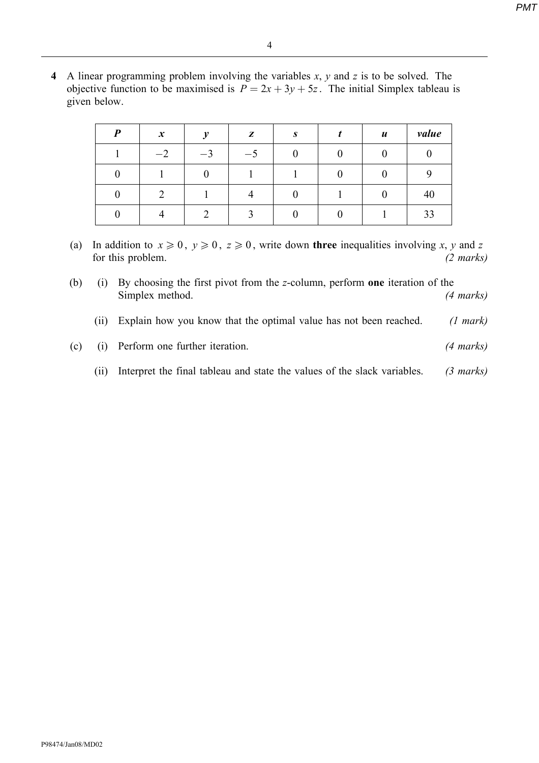**4** A linear programming problem involving the variables $x$, $y$ and $z$ is to be solved. The objective function to be maximised is $P = 2x + 3y + 5z$. The initial Simplex tableau is given below.

| $P$ | $x$ | $y$ | $z$ | $s$ | $t$ | $u$ | *value* |
|---|---|---|---|---|---|---|---|
| 1 | $-2$ | $-3$ | $-5$ | 0 | 0 | 0 | 0 |
| 0 | 1 | 0 | 1 | 1 | 0 | 0 | 9 |
| 0 | 2 | 1 | 4 | 0 | 1 | 0 | 40 |
| 0 | 4 | 2 | 3 | 0 | 0 | 1 | 33 |

(a) In addition to $x \geqslant 0$, $y \geqslant 0$, $z \geqslant 0$, write down **three** inequalities involving $x$, $y$ and $z$ for this problem. *(2 marks)*

(b) (i) By choosing the first pivot from the $z$-column, perform **one** iteration of the Simplex method. *(4 marks)*

(ii) Explain how you know that the optimal value has not been reached. *(1 mark)*

(c) (i) Perform one further iteration. *(4 marks)*

(ii) Interpret the final tableau and state the values of the slack variables. *(3 marks)*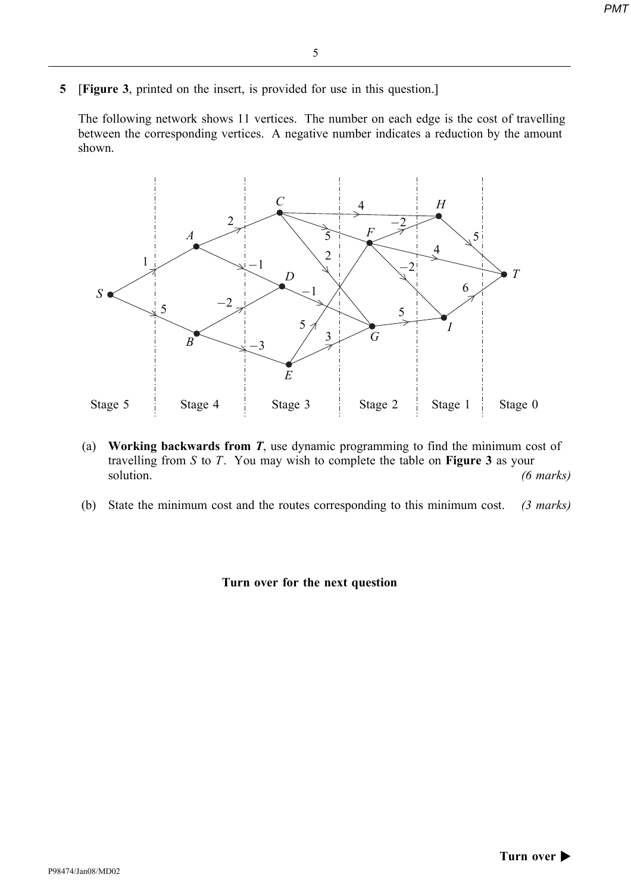**5** [**Figure 3**, printed on the insert, is provided for use in this question.]

The following network shows 11 vertices. The number on each edge is the cost of travelling between the corresponding vertices. A negative number indicates a reduction by the amount shown.

Stage 5 | Stage 4 | Stage 3 | Stage 2 | Stage 1 | Stage 0

(a) **Working backwards from $T$**, use dynamic programming to find the minimum cost of travelling from $S$ to $T$. You may wish to complete the table on **Figure 3** as your solution. *(6 marks)*

(b) State the minimum cost and the routes corresponding to this minimum cost. *(3 marks)*

**Turn over for the next question**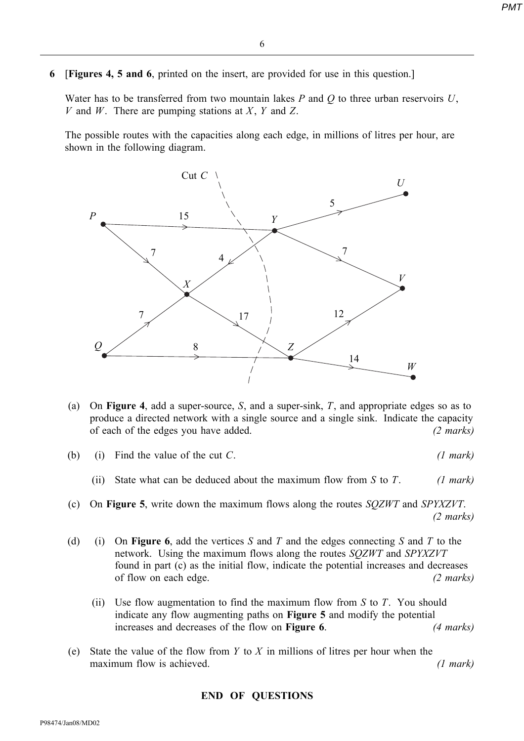**6** [**Figures 4, 5 and 6**, printed on the insert, are provided for use in this question.]

Water has to be transferred from two mountain lakes $P$ and $Q$ to three urban reservoirs $U$, $V$ and $W$. There are pumping stations at $X$, $Y$ and $Z$.

The possible routes with the capacities along each edge, in millions of litres per hour, are shown in the following diagram.

(a) On **Figure 4**, add a super-source, $S$, and a super-sink, $T$, and appropriate edges so as to produce a directed network with a single source and a single sink. Indicate the capacity of each of the edges you have added. *(2 marks)*

(b) (i) Find the value of the cut $C$. *(1 mark)*

(ii) State what can be deduced about the maximum flow from $S$ to $T$. *(1 mark)*

(c) On **Figure 5**, write down the maximum flows along the routes $SQZWT$ and $SPYXZVT$. *(2 marks)*

(d) (i) On **Figure 6**, add the vertices $S$ and $T$ and the edges connecting $S$ and $T$ to the network. Using the maximum flows along the routes $SQZWT$ and $SPYXZVT$ found in part (c) as the initial flow, indicate the potential increases and decreases of flow on each edge. *(2 marks)*

(ii) Use flow augmentation to find the maximum flow from $S$ to $T$. You should indicate any flow augmenting paths on **Figure 5** and modify the potential increases and decreases of the flow on **Figure 6**. *(4 marks)*

(e) State the value of the flow from $Y$ to $X$ in millions of litres per hour when the maximum flow is achieved. *(1 mark)*

**END OF QUESTIONS**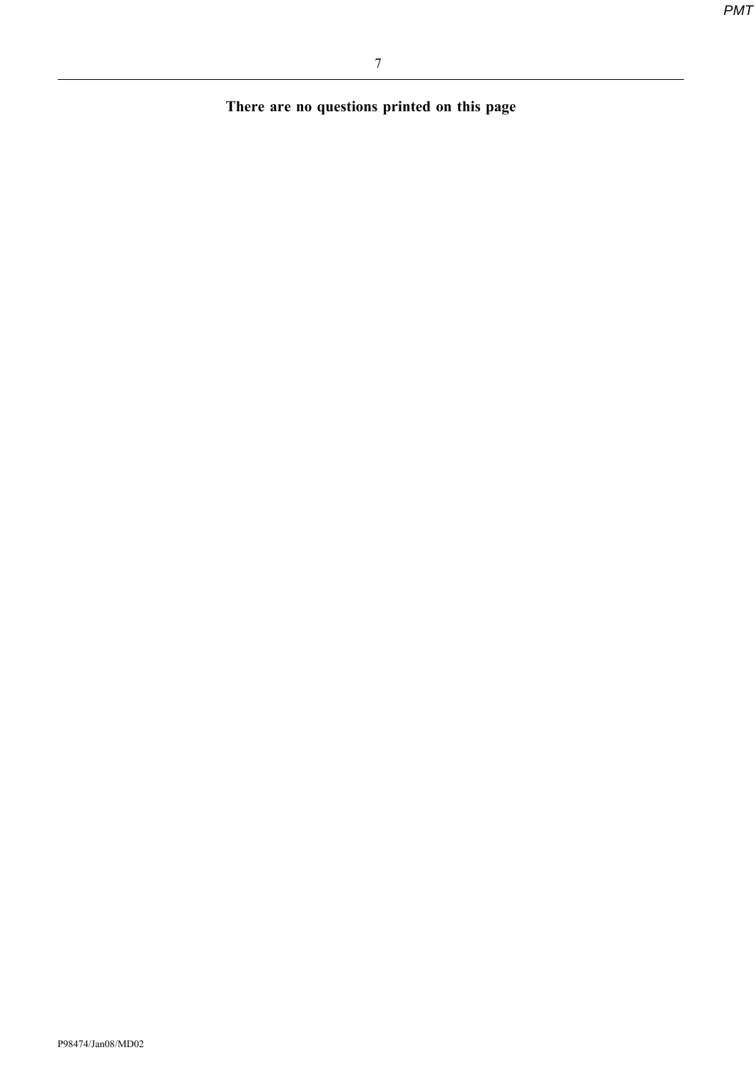**There are no questions printed on this page**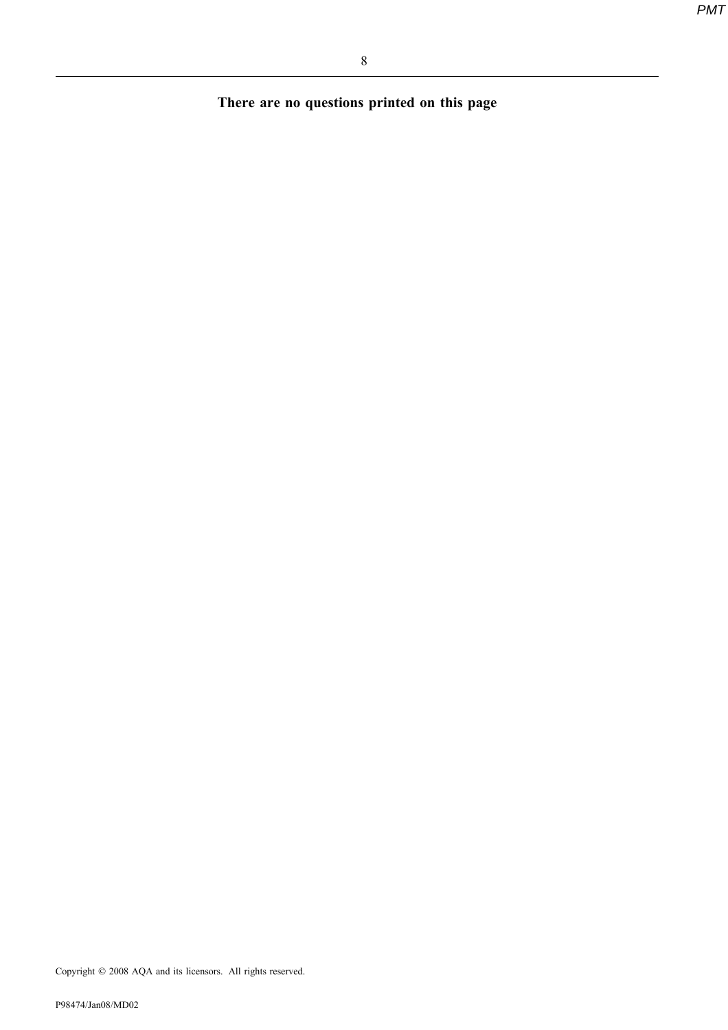**There are no questions printed on this page**

Copyright © 2008 AQA and its licensors. All rights reserved.

P98474/Jan08/MD02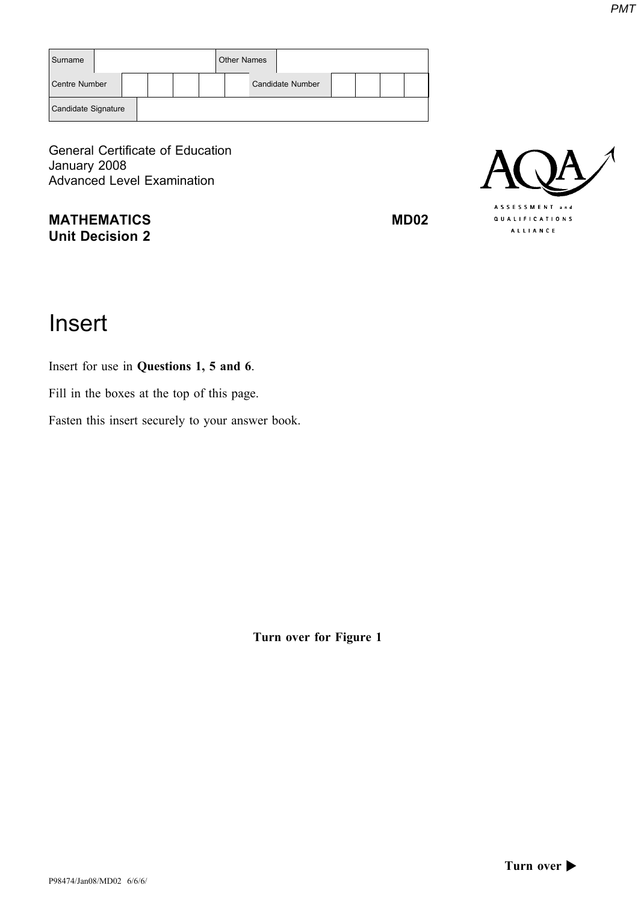| Surname | | Other Names | |
|---|---|---|---|
| Centre Number | | Candidate Number | |
| Candidate Signature | | | |

General Certificate of Education
January 2008
Advanced Level Examination

**MATHEMATICS** **MD02**
**Unit Decision 2**

# Insert

Insert for use in **Questions 1, 5 and 6**.

Fill in the boxes at the top of this page.

Fasten this insert securely to your answer book.

**Turn over for Figure 1**

**Turn over ▶**

P98474/Jan08/MD02 6/6/6/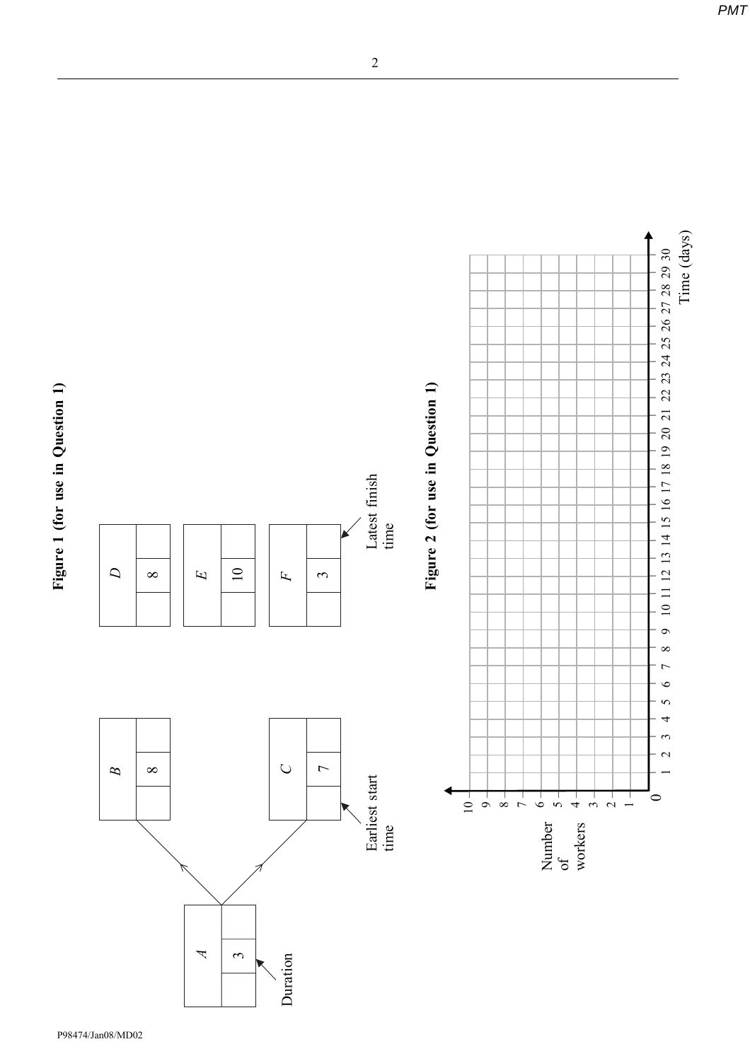**Figure 1 (for use in Question 1)**

| Activity | Earliest start time | Duration | Latest finish time |
|---|---|---|---|
| A | | 3 | |
| B | | 8 | |
| C | | 7 | |
| D | | 8 | |
| E | | 10 | |
| F | | 3 | |

A → B, A → C

Duration

Earliest start time

Latest finish time

**Figure 2 (for use in Question 1)**

Number of workers (0–10)

Time (days) (0–30)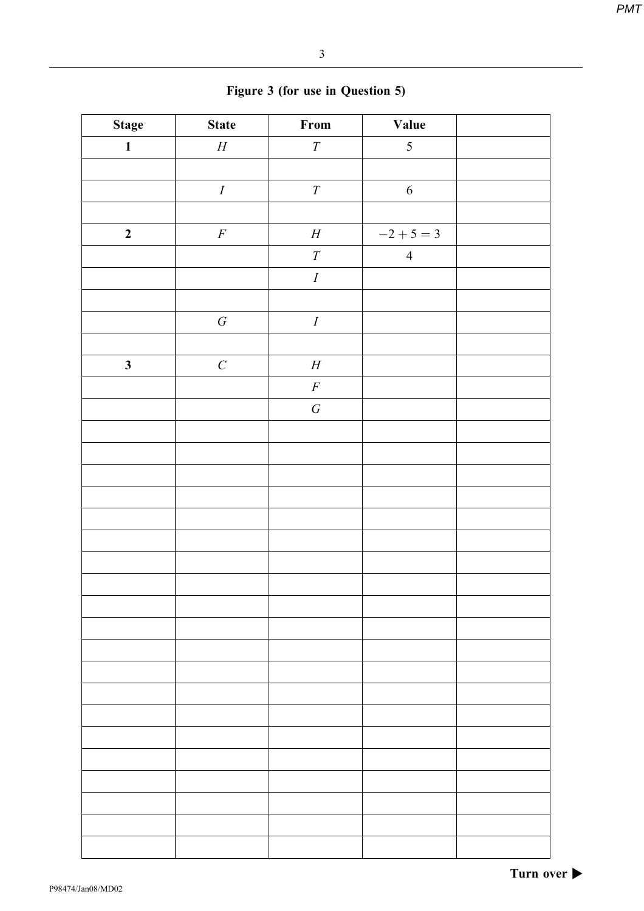**Figure 3 (for use in Question 5)**

| Stage | State | From | Value | |
|---|---|---|---|---|
| **1** | $H$ | $T$ | 5 | |
| | | | | |
| | $I$ | $T$ | 6 | |
| | | | | |
| **2** | $F$ | $H$ | $-2+5=3$ | |
| | | $T$ | 4 | |
| | | $I$ | | |
| | | | | |
| | $G$ | $I$ | | |
| | | | | |
| **3** | $C$ | $H$ | | |
| | | $F$ | | |
| | | $G$ | | |
| | | | | |
| | | | | |
| | | | | |
| | | | | |
| | | | | |
| | | | | |
| | | | | |
| | | | | |
| | | | | |
| | | | | |
| | | | | |
| | | | | |
| | | | | |
| | | | | |
| | | | | |
| | | | | |
| | | | | |
| | | | | |
| | | | | |
| | | | | |
| | | | | |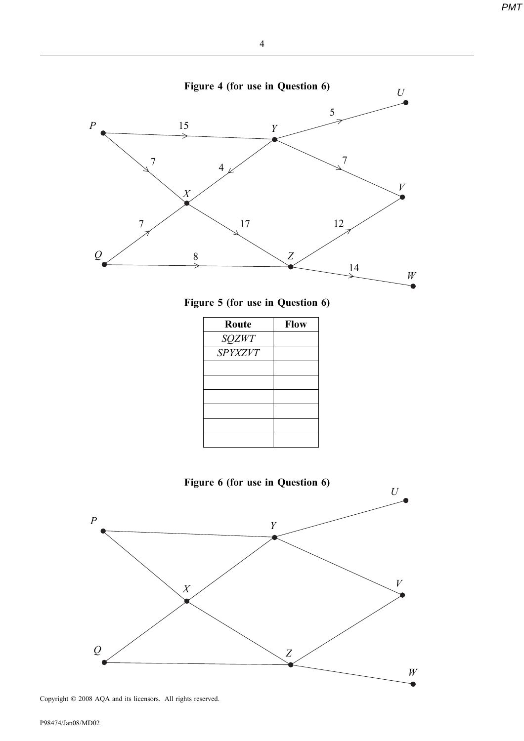**Figure 4 (for use in Question 6)**

U

P

15

Y

5

7

4

7

X

V

7

17

12

Q

8

Z

14

W

**Figure 5 (for use in Question 6)**

| Route | Flow |
|---|---|
| *SQZWT* | |
| *SPYXZVT* | |
| | |
| | |
| | |
| | |
| | |
| | |

**Figure 6 (for use in Question 6)**

U

P

Y

X

V

Q

Z

W

Copyright © 2008 AQA and its licensors. All rights reserved.

P98474/Jan08/MD02